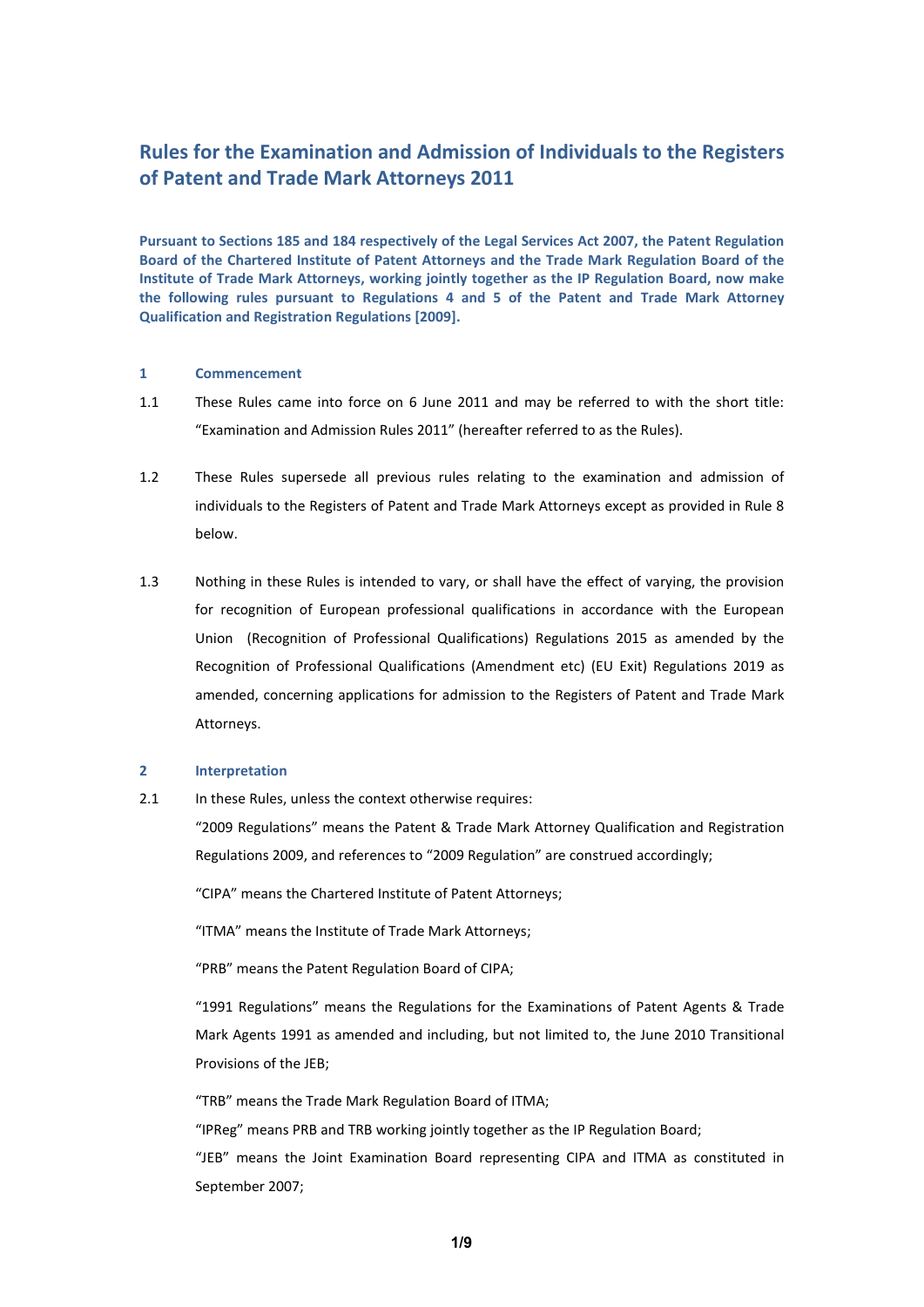# Rules for the Examination and Admission of Individuals to the Registers of Patent and Trade Mark Attorneys 2011

**Pursuant to Sections 185 and 184 respectively of the Legal Services Act 2007, the Patent Regulation Board of the Chartered Institute of Patent Attorneys and the Trade Mark Regulation Board of the Institute of Trade Mark Attorneys, working jointly together as the IP Regulation Board, now make the following rules pursuant to Regulations 4 and 5 of the Patent and Trade Mark Attorney Qualification and Registration Regulations [2009].**

## 1 Commencement

1.1 These Rules came into force on 6 June 2011 and may be referred to with the short title: "Examination and Admission Rules 2011" (hereafter referred to as the Rules).

1.2 These Rules supersede all previous rules relating to the examination and admission of individuals to the Registers of Patent and Trade Mark Attorneys except as provided in Rule 8 below.

1.3 Nothing in these Rules is intended to vary, or shall have the effect of varying, the provision for recognition of European professional qualifications in accordance with the European Union (Recognition of Professional Qualifications) Regulations 2015 as amended by the Recognition of Professional Qualifications (Amendment etc) (EU Exit) Regulations 2019 as amended, concerning applications for admission to the Registers of Patent and Trade Mark Attorneys.

## 2 Interpretation

2.1 In these Rules, unless the context otherwise requires:

"2009 Regulations" means the Patent & Trade Mark Attorney Qualification and Registration Regulations 2009, and references to "2009 Regulation" are construed accordingly;

"CIPA" means the Chartered Institute of Patent Attorneys;

"ITMA" means the Institute of Trade Mark Attorneys;

"PRB" means the Patent Regulation Board of CIPA;

"1991 Regulations" means the Regulations for the Examinations of Patent Agents & Trade Mark Agents 1991 as amended and including, but not limited to, the June 2010 Transitional Provisions of the JEB;

"TRB" means the Trade Mark Regulation Board of ITMA;

"IPReg" means PRB and TRB working jointly together as the IP Regulation Board;

"JEB" means the Joint Examination Board representing CIPA and ITMA as constituted in September 2007;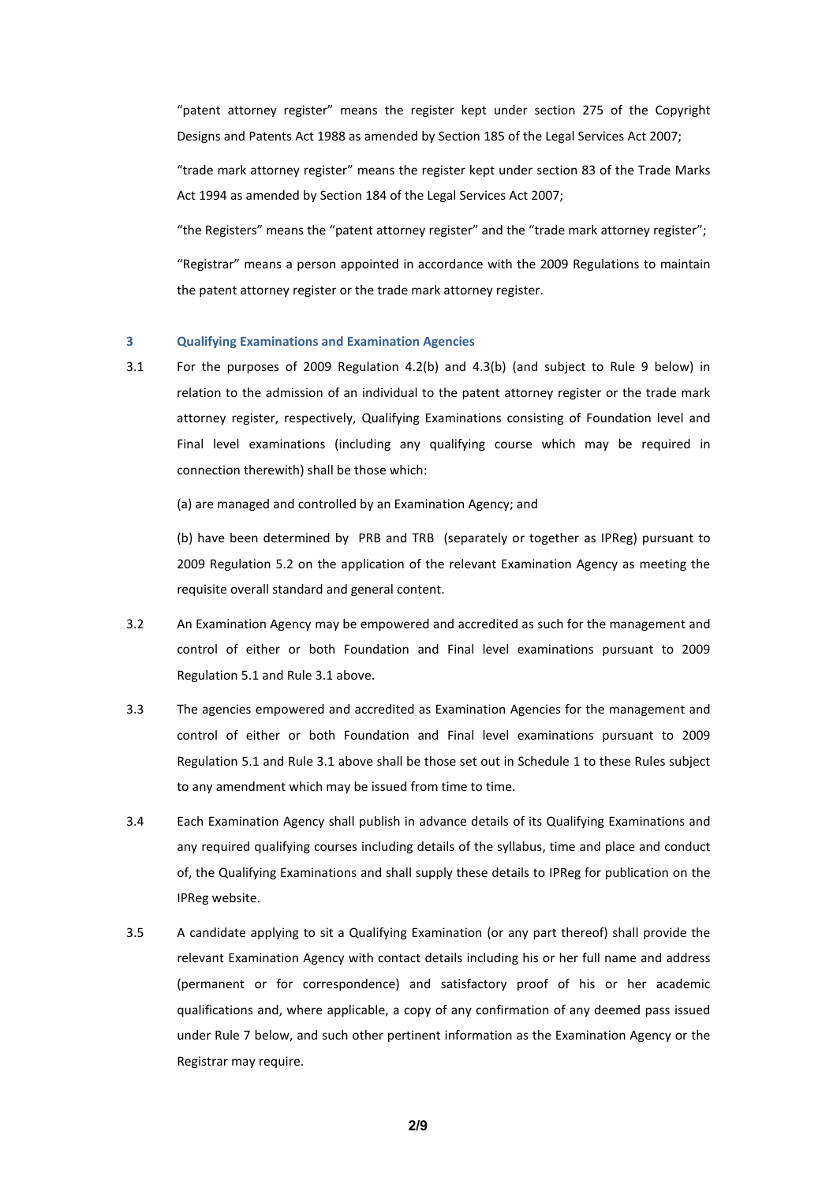"patent attorney register" means the register kept under section 275 of the Copyright Designs and Patents Act 1988 as amended by Section 185 of the Legal Services Act 2007;

"trade mark attorney register" means the register kept under section 83 of the Trade Marks Act 1994 as amended by Section 184 of the Legal Services Act 2007;

"the Registers" means the "patent attorney register" and the "trade mark attorney register";

"Registrar" means a person appointed in accordance with the 2009 Regulations to maintain the patent attorney register or the trade mark attorney register.

## 3 Qualifying Examinations and Examination Agencies

3.1 For the purposes of 2009 Regulation 4.2(b) and 4.3(b) (and subject to Rule 9 below) in relation to the admission of an individual to the patent attorney register or the trade mark attorney register, respectively, Qualifying Examinations consisting of Foundation level and Final level examinations (including any qualifying course which may be required in connection therewith) shall be those which:

(a) are managed and controlled by an Examination Agency; and

(b) have been determined by PRB and TRB (separately or together as IPReg) pursuant to 2009 Regulation 5.2 on the application of the relevant Examination Agency as meeting the requisite overall standard and general content.

3.2 An Examination Agency may be empowered and accredited as such for the management and control of either or both Foundation and Final level examinations pursuant to 2009 Regulation 5.1 and Rule 3.1 above.

3.3 The agencies empowered and accredited as Examination Agencies for the management and control of either or both Foundation and Final level examinations pursuant to 2009 Regulation 5.1 and Rule 3.1 above shall be those set out in Schedule 1 to these Rules subject to any amendment which may be issued from time to time.

3.4 Each Examination Agency shall publish in advance details of its Qualifying Examinations and any required qualifying courses including details of the syllabus, time and place and conduct of, the Qualifying Examinations and shall supply these details to IPReg for publication on the IPReg website.

3.5 A candidate applying to sit a Qualifying Examination (or any part thereof) shall provide the relevant Examination Agency with contact details including his or her full name and address (permanent or for correspondence) and satisfactory proof of his or her academic qualifications and, where applicable, a copy of any confirmation of any deemed pass issued under Rule 7 below, and such other pertinent information as the Examination Agency or the Registrar may require.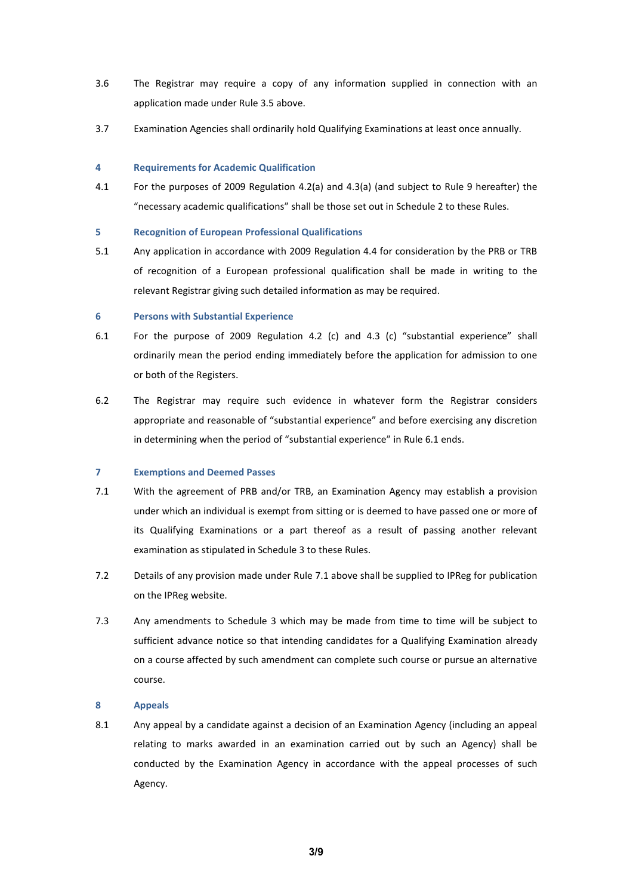3.6 The Registrar may require a copy of any information supplied in connection with an application made under Rule 3.5 above.

3.7 Examination Agencies shall ordinarily hold Qualifying Examinations at least once annually.

## 4 Requirements for Academic Qualification

4.1 For the purposes of 2009 Regulation 4.2(a) and 4.3(a) (and subject to Rule 9 hereafter) the "necessary academic qualifications" shall be those set out in Schedule 2 to these Rules.

## 5 Recognition of European Professional Qualifications

5.1 Any application in accordance with 2009 Regulation 4.4 for consideration by the PRB or TRB of recognition of a European professional qualification shall be made in writing to the relevant Registrar giving such detailed information as may be required.

## 6 Persons with Substantial Experience

6.1 For the purpose of 2009 Regulation 4.2 (c) and 4.3 (c) "substantial experience" shall ordinarily mean the period ending immediately before the application for admission to one or both of the Registers.

6.2 The Registrar may require such evidence in whatever form the Registrar considers appropriate and reasonable of "substantial experience" and before exercising any discretion in determining when the period of "substantial experience" in Rule 6.1 ends.

## 7 Exemptions and Deemed Passes

7.1 With the agreement of PRB and/or TRB, an Examination Agency may establish a provision under which an individual is exempt from sitting or is deemed to have passed one or more of its Qualifying Examinations or a part thereof as a result of passing another relevant examination as stipulated in Schedule 3 to these Rules.

7.2 Details of any provision made under Rule 7.1 above shall be supplied to IPReg for publication on the IPReg website.

7.3 Any amendments to Schedule 3 which may be made from time to time will be subject to sufficient advance notice so that intending candidates for a Qualifying Examination already on a course affected by such amendment can complete such course or pursue an alternative course.

## 8 Appeals

8.1 Any appeal by a candidate against a decision of an Examination Agency (including an appeal relating to marks awarded in an examination carried out by such an Agency) shall be conducted by the Examination Agency in accordance with the appeal processes of such Agency.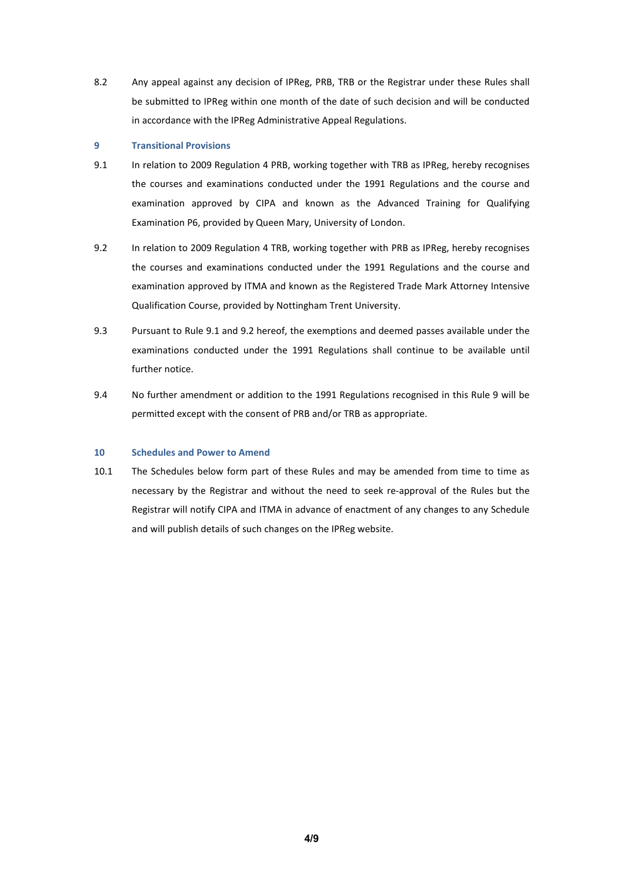8.2 Any appeal against any decision of IPReg, PRB, TRB or the Registrar under these Rules shall be submitted to IPReg within one month of the date of such decision and will be conducted in accordance with the IPReg Administrative Appeal Regulations.

## 9 Transitional Provisions

9.1 In relation to 2009 Regulation 4 PRB, working together with TRB as IPReg, hereby recognises the courses and examinations conducted under the 1991 Regulations and the course and examination approved by CIPA and known as the Advanced Training for Qualifying Examination P6, provided by Queen Mary, University of London.

9.2 In relation to 2009 Regulation 4 TRB, working together with PRB as IPReg, hereby recognises the courses and examinations conducted under the 1991 Regulations and the course and examination approved by ITMA and known as the Registered Trade Mark Attorney Intensive Qualification Course, provided by Nottingham Trent University.

9.3 Pursuant to Rule 9.1 and 9.2 hereof, the exemptions and deemed passes available under the examinations conducted under the 1991 Regulations shall continue to be available until further notice.

9.4 No further amendment or addition to the 1991 Regulations recognised in this Rule 9 will be permitted except with the consent of PRB and/or TRB as appropriate.

## 10 Schedules and Power to Amend

10.1 The Schedules below form part of these Rules and may be amended from time to time as necessary by the Registrar and without the need to seek re-approval of the Rules but the Registrar will notify CIPA and ITMA in advance of enactment of any changes to any Schedule and will publish details of such changes on the IPReg website.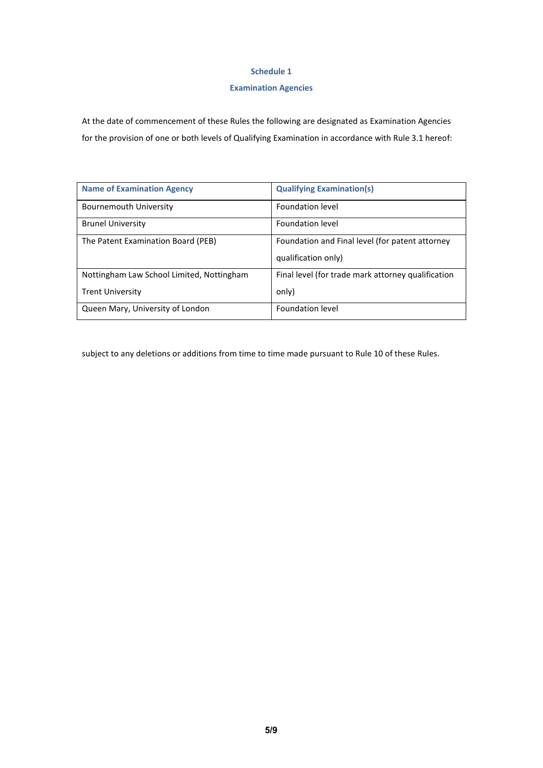## Schedule 1

## Examination Agencies

At the date of commencement of these Rules the following are designated as Examination Agencies for the provision of one or both levels of Qualifying Examination in accordance with Rule 3.1 hereof:

| Name of Examination Agency | Qualifying Examination(s) |
|---|---|
| Bournemouth University | Foundation level |
| Brunel University | Foundation level |
| The Patent Examination Board (PEB) | Foundation and Final level (for patent attorney qualification only) |
| Nottingham Law School Limited, Nottingham Trent University | Final level (for trade mark attorney qualification only) |
| Queen Mary, University of London | Foundation level |

subject to any deletions or additions from time to time made pursuant to Rule 10 of these Rules.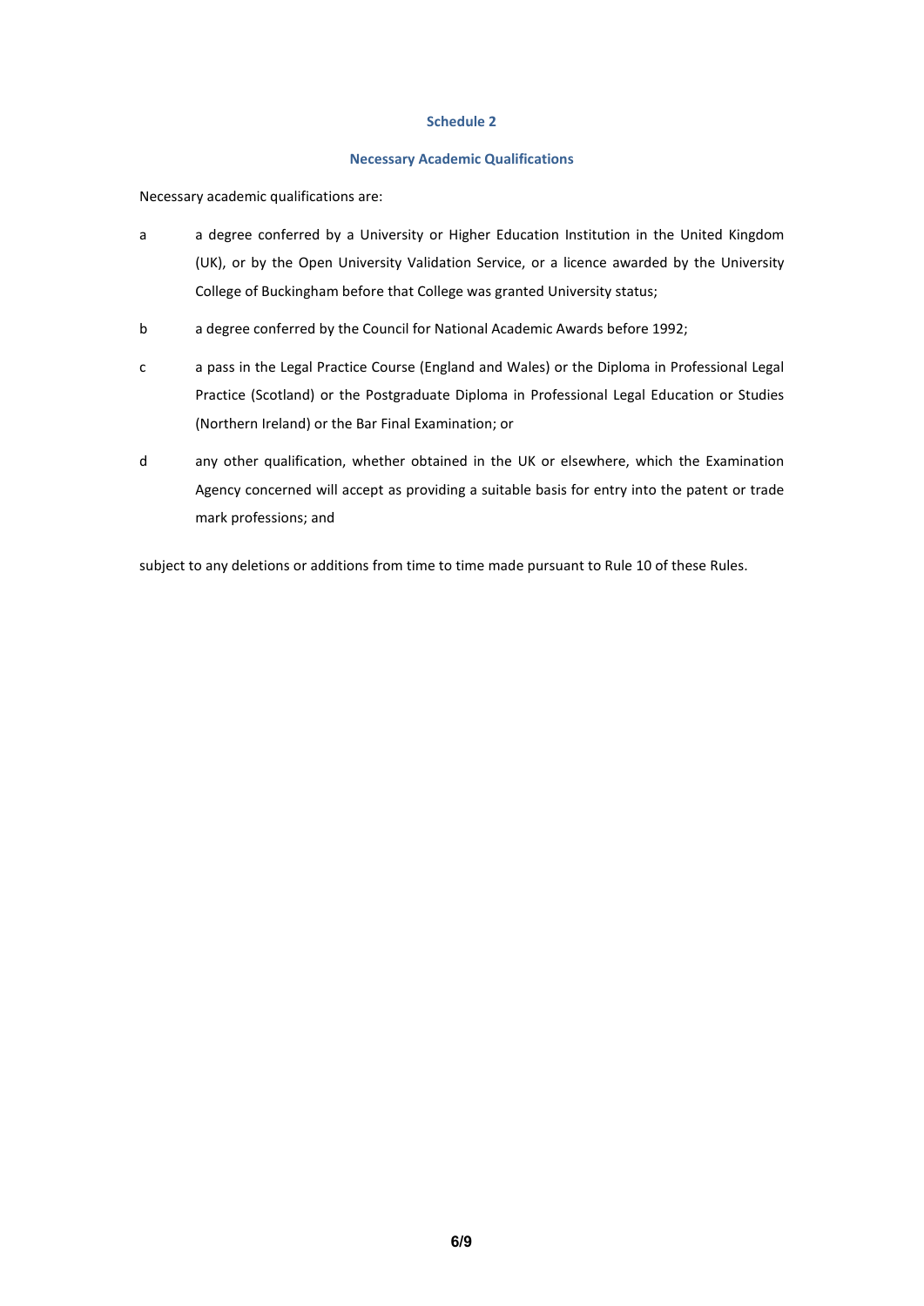## Schedule 2

### Necessary Academic Qualifications

Necessary academic qualifications are:

a	a degree conferred by a University or Higher Education Institution in the United Kingdom (UK), or by the Open University Validation Service, or a licence awarded by the University College of Buckingham before that College was granted University status;

b	a degree conferred by the Council for National Academic Awards before 1992;

c	a pass in the Legal Practice Course (England and Wales) or the Diploma in Professional Legal Practice (Scotland) or the Postgraduate Diploma in Professional Legal Education or Studies (Northern Ireland) or the Bar Final Examination; or

d	any other qualification, whether obtained in the UK or elsewhere, which the Examination Agency concerned will accept as providing a suitable basis for entry into the patent or trade mark professions; and

subject to any deletions or additions from time to time made pursuant to Rule 10 of these Rules.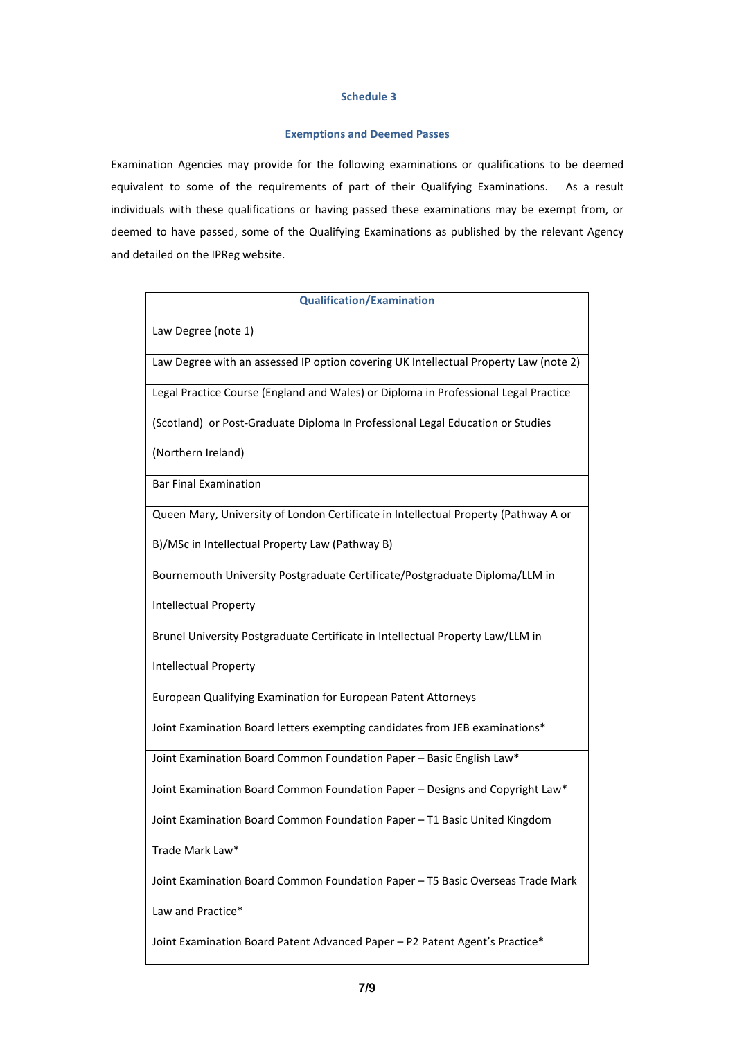## Schedule 3

### Exemptions and Deemed Passes

Examination Agencies may provide for the following examinations or qualifications to be deemed equivalent to some of the requirements of part of their Qualifying Examinations. As a result individuals with these qualifications or having passed these examinations may be exempt from, or deemed to have passed, some of the Qualifying Examinations as published by the relevant Agency and detailed on the IPReg website.

| Qualification/Examination |
| --- |
| Law Degree (note 1) |
| Law Degree with an assessed IP option covering UK Intellectual Property Law (note 2) |
| Legal Practice Course (England and Wales) or Diploma in Professional Legal Practice (Scotland) or Post-Graduate Diploma In Professional Legal Education or Studies (Northern Ireland) |
| Bar Final Examination |
| Queen Mary, University of London Certificate in Intellectual Property (Pathway A or B)/MSc in Intellectual Property Law (Pathway B) |
| Bournemouth University Postgraduate Certificate/Postgraduate Diploma/LLM in Intellectual Property |
| Brunel University Postgraduate Certificate in Intellectual Property Law/LLM in Intellectual Property |
| European Qualifying Examination for European Patent Attorneys |
| Joint Examination Board letters exempting candidates from JEB examinations* |
| Joint Examination Board Common Foundation Paper – Basic English Law* |
| Joint Examination Board Common Foundation Paper – Designs and Copyright Law* |
| Joint Examination Board Common Foundation Paper – T1 Basic United Kingdom Trade Mark Law* |
| Joint Examination Board Common Foundation Paper – T5 Basic Overseas Trade Mark Law and Practice* |
| Joint Examination Board Patent Advanced Paper – P2 Patent Agent's Practice* |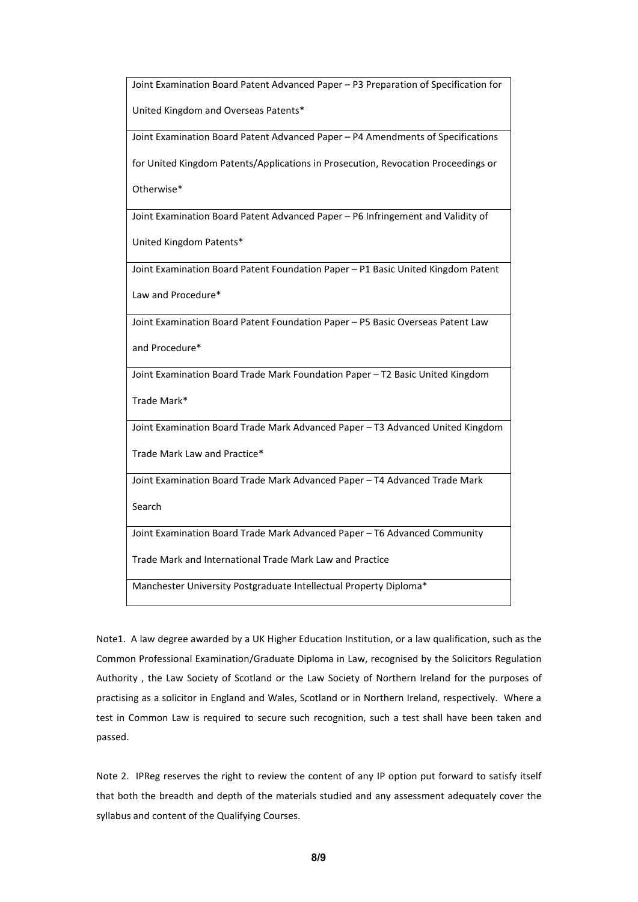| Joint Examination Board Patent Advanced Paper – P3 Preparation of Specification for United Kingdom and Overseas Patents* |
| --- |
| Joint Examination Board Patent Advanced Paper – P4 Amendments of Specifications for United Kingdom Patents/Applications in Prosecution, Revocation Proceedings or Otherwise* |
| Joint Examination Board Patent Advanced Paper – P6 Infringement and Validity of United Kingdom Patents* |
| Joint Examination Board Patent Foundation Paper – P1 Basic United Kingdom Patent Law and Procedure* |
| Joint Examination Board Patent Foundation Paper – P5 Basic Overseas Patent Law and Procedure* |
| Joint Examination Board Trade Mark Foundation Paper – T2 Basic United Kingdom Trade Mark* |
| Joint Examination Board Trade Mark Advanced Paper – T3 Advanced United Kingdom Trade Mark Law and Practice* |
| Joint Examination Board Trade Mark Advanced Paper – T4 Advanced Trade Mark Search |
| Joint Examination Board Trade Mark Advanced Paper – T6 Advanced Community Trade Mark and International Trade Mark Law and Practice |
| Manchester University Postgraduate Intellectual Property Diploma* |

Note1. A law degree awarded by a UK Higher Education Institution, or a law qualification, such as the Common Professional Examination/Graduate Diploma in Law, recognised by the Solicitors Regulation Authority , the Law Society of Scotland or the Law Society of Northern Ireland for the purposes of practising as a solicitor in England and Wales, Scotland or in Northern Ireland, respectively. Where a test in Common Law is required to secure such recognition, such a test shall have been taken and passed.

Note 2. IPReg reserves the right to review the content of any IP option put forward to satisfy itself that both the breadth and depth of the materials studied and any assessment adequately cover the syllabus and content of the Qualifying Courses.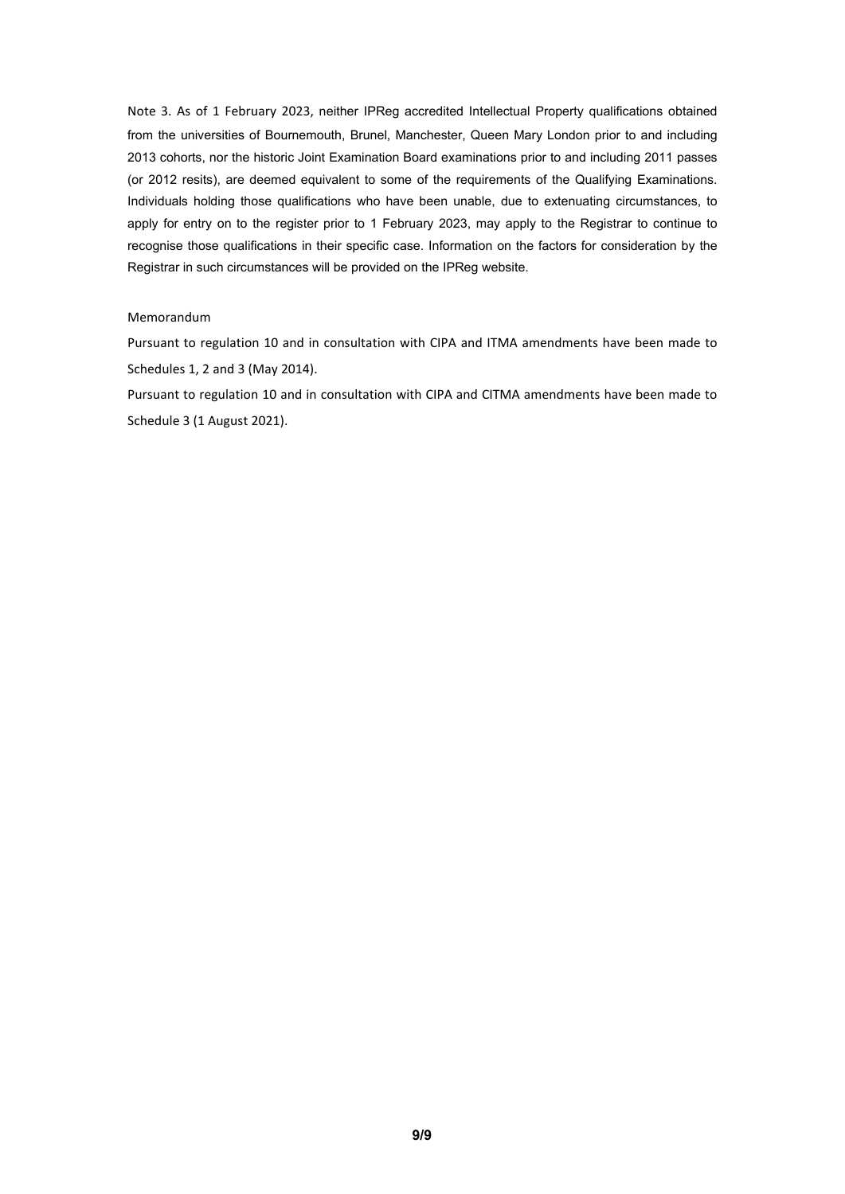Note 3. As of 1 February 2023, neither IPReg accredited Intellectual Property qualifications obtained from the universities of Bournemouth, Brunel, Manchester, Queen Mary London prior to and including 2013 cohorts, nor the historic Joint Examination Board examinations prior to and including 2011 passes (or 2012 resits), are deemed equivalent to some of the requirements of the Qualifying Examinations. Individuals holding those qualifications who have been unable, due to extenuating circumstances, to apply for entry on to the register prior to 1 February 2023, may apply to the Registrar to continue to recognise those qualifications in their specific case. Information on the factors for consideration by the Registrar in such circumstances will be provided on the IPReg website.

Memorandum

Pursuant to regulation 10 and in consultation with CIPA and ITMA amendments have been made to Schedules 1, 2 and 3 (May 2014).

Pursuant to regulation 10 and in consultation with CIPA and CITMA amendments have been made to Schedule 3 (1 August 2021).